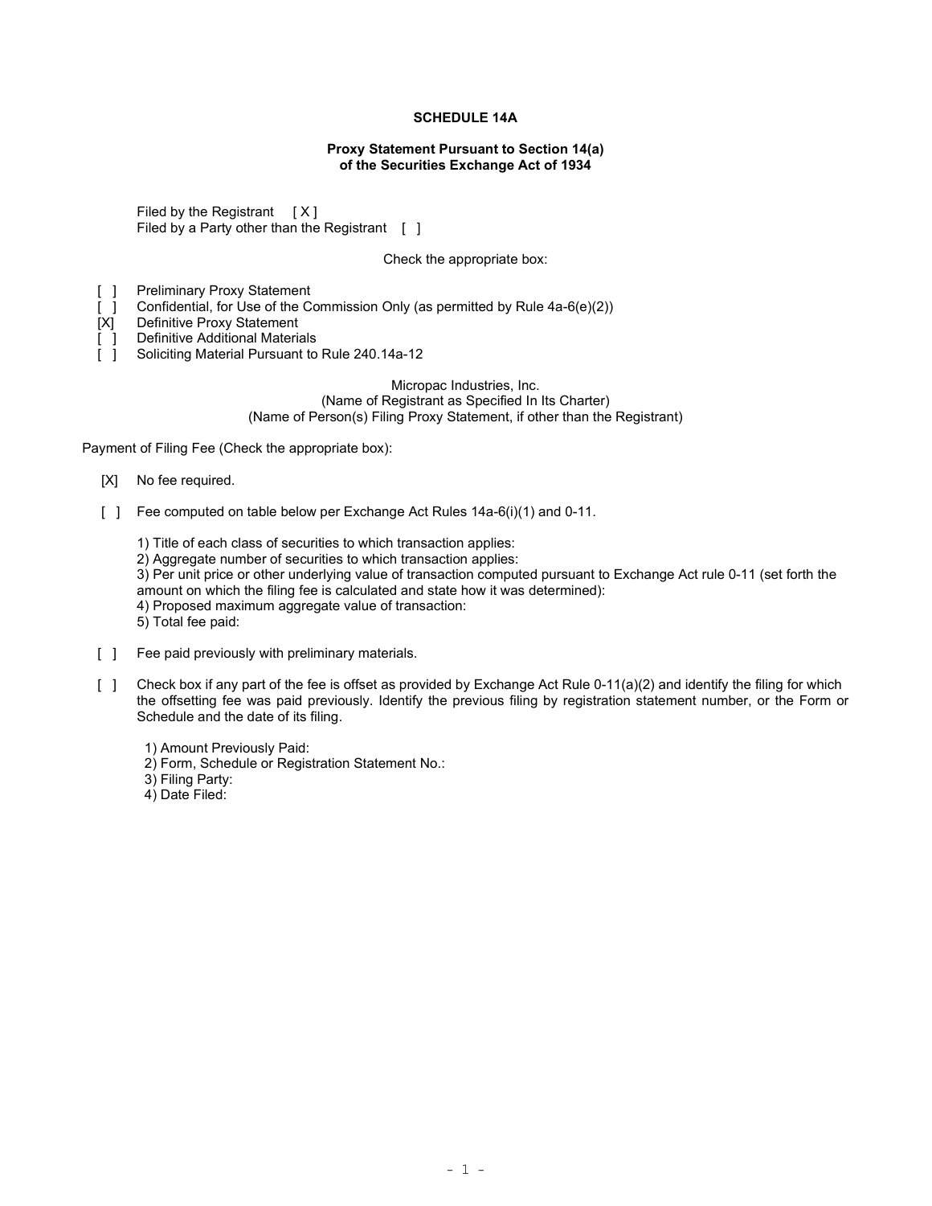**SCHEDULE 14A**

**Proxy Statement Pursuant to Section 14(a) of the Securities Exchange Act of 1934**

Filed by the Registrant [ X ]
Filed by a Party other than the Registrant [ ]

Check the appropriate box:

[ ] Preliminary Proxy Statement
[ ] Confidential, for Use of the Commission Only (as permitted by Rule 4a-6(e)(2))
[X] Definitive Proxy Statement
[ ] Definitive Additional Materials
[ ] Soliciting Material Pursuant to Rule 240.14a-12

Micropac Industries, Inc.
(Name of Registrant as Specified In Its Charter)
(Name of Person(s) Filing Proxy Statement, if other than the Registrant)

Payment of Filing Fee (Check the appropriate box):

[X] No fee required.

[ ] Fee computed on table below per Exchange Act Rules 14a-6(i)(1) and 0-11.

1) Title of each class of securities to which transaction applies:
2) Aggregate number of securities to which transaction applies:
3) Per unit price or other underlying value of transaction computed pursuant to Exchange Act rule 0-11 (set forth the amount on which the filing fee is calculated and state how it was determined):
4) Proposed maximum aggregate value of transaction:
5) Total fee paid:

[ ] Fee paid previously with preliminary materials.

[ ] Check box if any part of the fee is offset as provided by Exchange Act Rule 0-11(a)(2) and identify the filing for which the offsetting fee was paid previously. Identify the previous filing by registration statement number, or the Form or Schedule and the date of its filing.

1) Amount Previously Paid:
2) Form, Schedule or Registration Statement No.:
3) Filing Party:
4) Date Filed: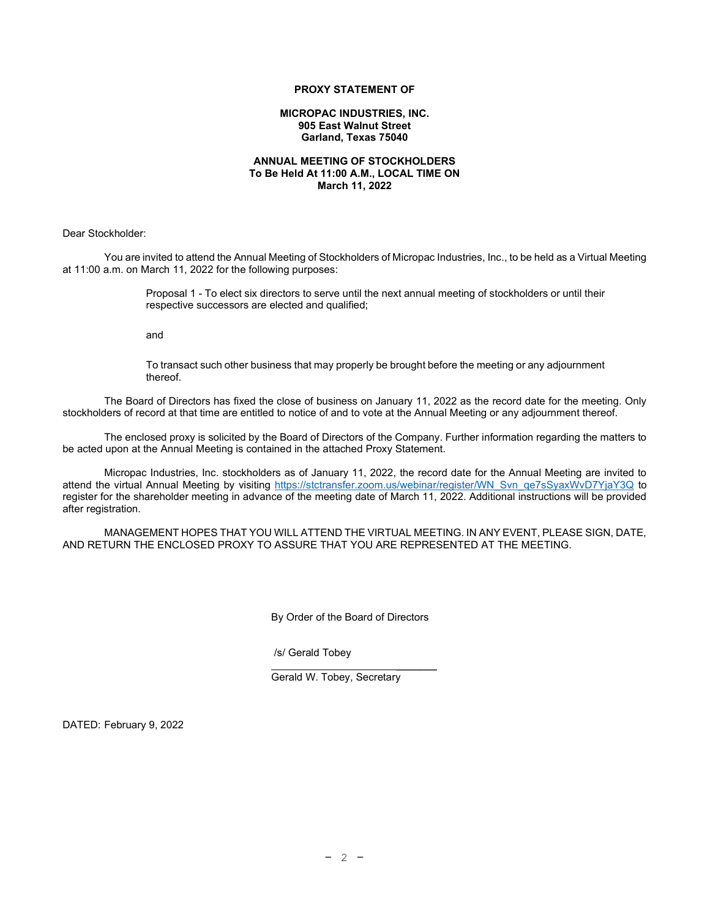**PROXY STATEMENT OF**

**MICROPAC INDUSTRIES, INC.**
**905 East Walnut Street**
**Garland, Texas 75040**

**ANNUAL MEETING OF STOCKHOLDERS**
**To Be Held At 11:00 A.M., LOCAL TIME ON**
**March 11, 2022**

Dear Stockholder:

You are invited to attend the Annual Meeting of Stockholders of Micropac Industries, Inc., to be held as a Virtual Meeting at 11:00 a.m. on March 11, 2022 for the following purposes:

> Proposal 1 - To elect six directors to serve until the next annual meeting of stockholders or until their respective successors are elected and qualified;
>
> and
>
> To transact such other business that may properly be brought before the meeting or any adjournment thereof.

The Board of Directors has fixed the close of business on January 11, 2022 as the record date for the meeting. Only stockholders of record at that time are entitled to notice of and to vote at the Annual Meeting or any adjournment thereof.

The enclosed proxy is solicited by the Board of Directors of the Company. Further information regarding the matters to be acted upon at the Annual Meeting is contained in the attached Proxy Statement.

Micropac Industries, Inc. stockholders as of January 11, 2022, the record date for the Annual Meeting are invited to attend the virtual Annual Meeting by visiting https://stctransfer.zoom.us/webinar/register/WN_Svn_qe7sSyaxWvD7YjaY3Q to register for the shareholder meeting in advance of the meeting date of March 11, 2022. Additional instructions will be provided after registration.

MANAGEMENT HOPES THAT YOU WILL ATTEND THE VIRTUAL MEETING. IN ANY EVENT, PLEASE SIGN, DATE, AND RETURN THE ENCLOSED PROXY TO ASSURE THAT YOU ARE REPRESENTED AT THE MEETING.

By Order of the Board of Directors

/s/ Gerald Tobey

Gerald W. Tobey, Secretary

DATED: February 9, 2022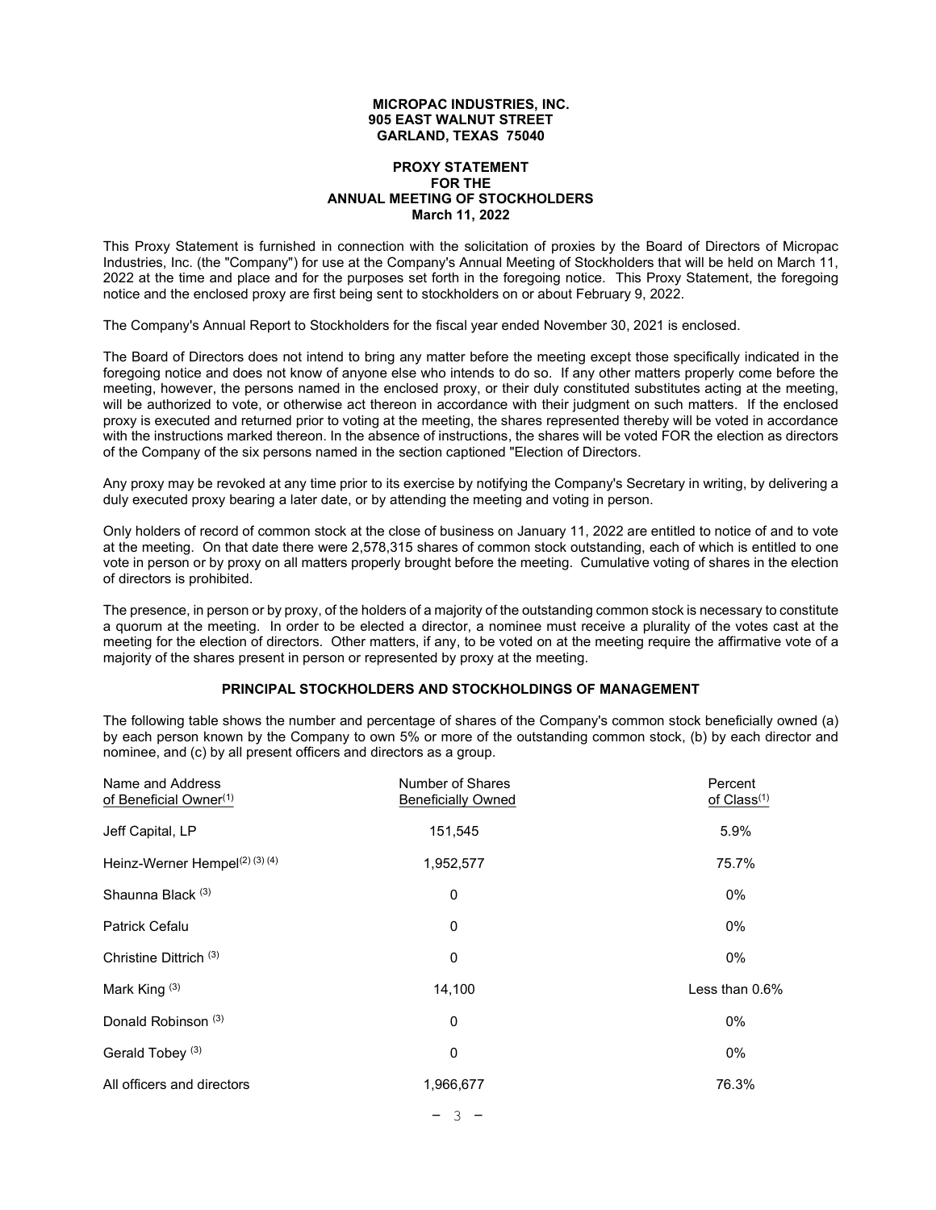**MICROPAC INDUSTRIES, INC.**
**905 EAST WALNUT STREET**
**GARLAND, TEXAS 75040**

**PROXY STATEMENT**
**FOR THE**
**ANNUAL MEETING OF STOCKHOLDERS**
**March 11, 2022**

This Proxy Statement is furnished in connection with the solicitation of proxies by the Board of Directors of Micropac Industries, Inc. (the "Company") for use at the Company's Annual Meeting of Stockholders that will be held on March 11, 2022 at the time and place and for the purposes set forth in the foregoing notice. This Proxy Statement, the foregoing notice and the enclosed proxy are first being sent to stockholders on or about February 9, 2022.

The Company's Annual Report to Stockholders for the fiscal year ended November 30, 2021 is enclosed.

The Board of Directors does not intend to bring any matter before the meeting except those specifically indicated in the foregoing notice and does not know of anyone else who intends to do so. If any other matters properly come before the meeting, however, the persons named in the enclosed proxy, or their duly constituted substitutes acting at the meeting, will be authorized to vote, or otherwise act thereon in accordance with their judgment on such matters. If the enclosed proxy is executed and returned prior to voting at the meeting, the shares represented thereby will be voted in accordance with the instructions marked thereon. In the absence of instructions, the shares will be voted FOR the election as directors of the Company of the six persons named in the section captioned "Election of Directors.

Any proxy may be revoked at any time prior to its exercise by notifying the Company's Secretary in writing, by delivering a duly executed proxy bearing a later date, or by attending the meeting and voting in person.

Only holders of record of common stock at the close of business on January 11, 2022 are entitled to notice of and to vote at the meeting. On that date there were 2,578,315 shares of common stock outstanding, each of which is entitled to one vote in person or by proxy on all matters properly brought before the meeting. Cumulative voting of shares in the election of directors is prohibited.

The presence, in person or by proxy, of the holders of a majority of the outstanding common stock is necessary to constitute a quorum at the meeting. In order to be elected a director, a nominee must receive a plurality of the votes cast at the meeting for the election of directors. Other matters, if any, to be voted on at the meeting require the affirmative vote of a majority of the shares present in person or represented by proxy at the meeting.

## PRINCIPAL STOCKHOLDERS AND STOCKHOLDINGS OF MANAGEMENT

The following table shows the number and percentage of shares of the Company's common stock beneficially owned (a) by each person known by the Company to own 5% or more of the outstanding common stock, (b) by each director and nominee, and (c) by all present officers and directors as a group.

| Name and Address of Beneficial Owner[(1)] | Number of Shares Beneficially Owned | Percent of Class[(1)] |
|---|---|---|
| Jeff Capital, LP | 151,545 | 5.9% |
| Heinz-Werner Hempel[(2) (3) (4)] | 1,952,577 | 75.7% |
| Shaunna Black [(3)] | 0 | 0% |
| Patrick Cefalu | 0 | 0% |
| Christine Dittrich [(3)] | 0 | 0% |
| Mark King [(3)] | 14,100 | Less than 0.6% |
| Donald Robinson [(3)] | 0 | 0% |
| Gerald Tobey [(3)] | 0 | 0% |
| All officers and directors | 1,966,677 | 76.3% |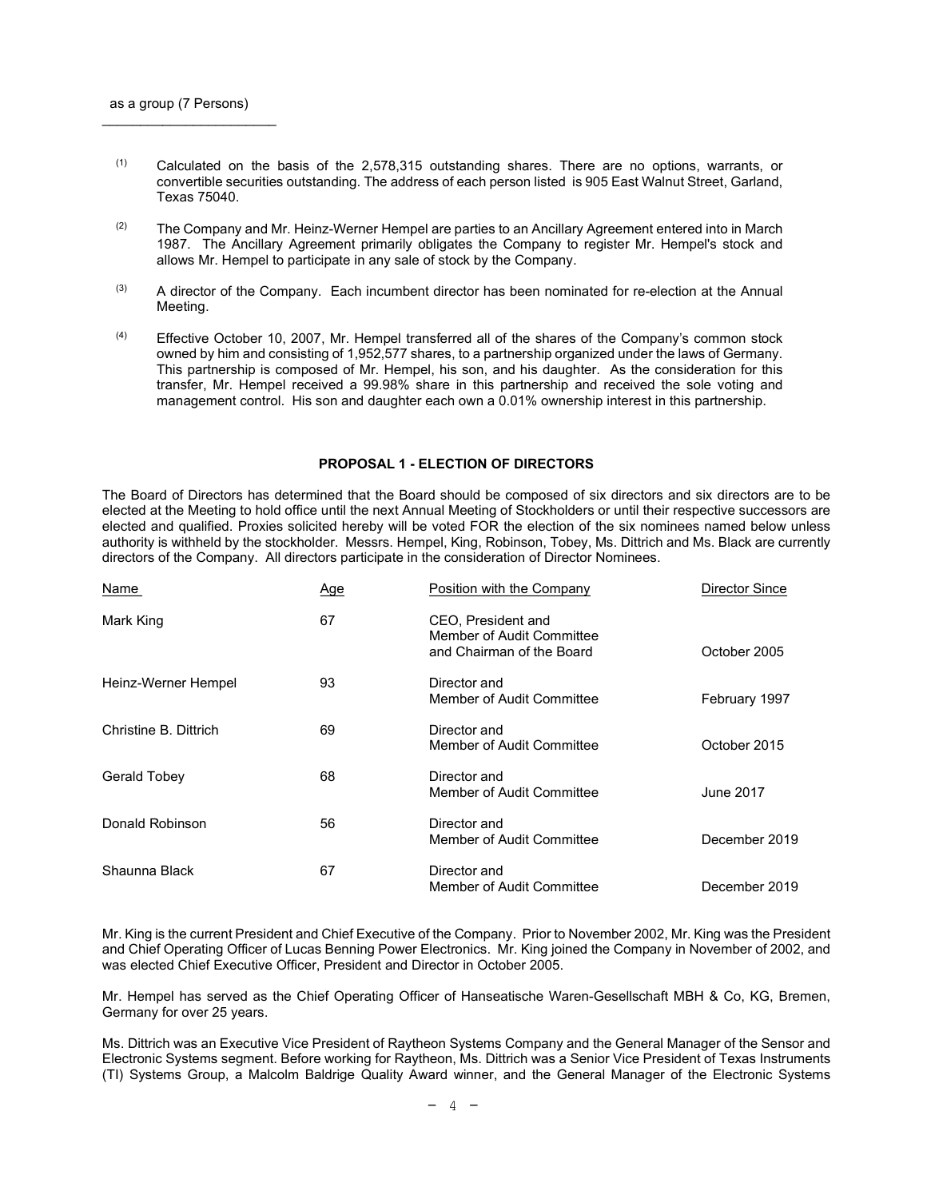as a group (7 Persons)

---

(1) Calculated on the basis of the 2,578,315 outstanding shares. There are no options, warrants, or convertible securities outstanding. The address of each person listed is 905 East Walnut Street, Garland, Texas 75040.

(2) The Company and Mr. Heinz-Werner Hempel are parties to an Ancillary Agreement entered into in March 1987. The Ancillary Agreement primarily obligates the Company to register Mr. Hempel's stock and allows Mr. Hempel to participate in any sale of stock by the Company.

(3) A director of the Company. Each incumbent director has been nominated for re-election at the Annual Meeting.

(4) Effective October 10, 2007, Mr. Hempel transferred all of the shares of the Company's common stock owned by him and consisting of 1,952,577 shares, to a partnership organized under the laws of Germany. This partnership is composed of Mr. Hempel, his son, and his daughter. As the consideration for this transfer, Mr. Hempel received a 99.98% share in this partnership and received the sole voting and management control. His son and daughter each own a 0.01% ownership interest in this partnership.

## PROPOSAL 1 - ELECTION OF DIRECTORS

The Board of Directors has determined that the Board should be composed of six directors and six directors are to be elected at the Meeting to hold office until the next Annual Meeting of Stockholders or until their respective successors are elected and qualified. Proxies solicited hereby will be voted FOR the election of the six nominees named below unless authority is withheld by the stockholder. Messrs. Hempel, King, Robinson, Tobey, Ms. Dittrich and Ms. Black are currently directors of the Company. All directors participate in the consideration of Director Nominees.

| Name | Age | Position with the Company | Director Since |
|---|---|---|---|
| Mark King | 67 | CEO, President and Member of Audit Committee and Chairman of the Board | October 2005 |
| Heinz-Werner Hempel | 93 | Director and Member of Audit Committee | February 1997 |
| Christine B. Dittrich | 69 | Director and Member of Audit Committee | October 2015 |
| Gerald Tobey | 68 | Director and Member of Audit Committee | June 2017 |
| Donald Robinson | 56 | Director and Member of Audit Committee | December 2019 |
| Shaunna Black | 67 | Director and Member of Audit Committee | December 2019 |

Mr. King is the current President and Chief Executive of the Company. Prior to November 2002, Mr. King was the President and Chief Operating Officer of Lucas Benning Power Electronics. Mr. King joined the Company in November of 2002, and was elected Chief Executive Officer, President and Director in October 2005.

Mr. Hempel has served as the Chief Operating Officer of Hanseatische Waren-Gesellschaft MBH & Co, KG, Bremen, Germany for over 25 years.

Ms. Dittrich was an Executive Vice President of Raytheon Systems Company and the General Manager of the Sensor and Electronic Systems segment. Before working for Raytheon, Ms. Dittrich was a Senior Vice President of Texas Instruments (TI) Systems Group, a Malcolm Baldrige Quality Award winner, and the General Manager of the Electronic Systems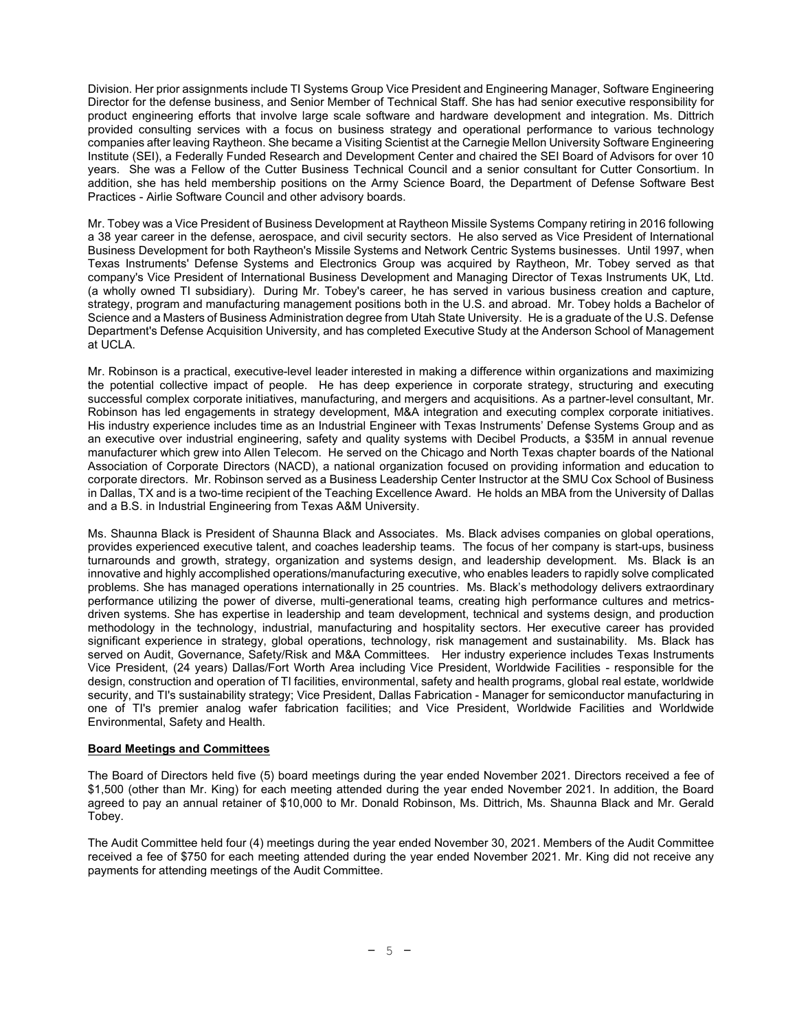Division. Her prior assignments include TI Systems Group Vice President and Engineering Manager, Software Engineering Director for the defense business, and Senior Member of Technical Staff. She has had senior executive responsibility for product engineering efforts that involve large scale software and hardware development and integration. Ms. Dittrich provided consulting services with a focus on business strategy and operational performance to various technology companies after leaving Raytheon. She became a Visiting Scientist at the Carnegie Mellon University Software Engineering Institute (SEI), a Federally Funded Research and Development Center and chaired the SEI Board of Advisors for over 10 years. She was a Fellow of the Cutter Business Technical Council and a senior consultant for Cutter Consortium. In addition, she has held membership positions on the Army Science Board, the Department of Defense Software Best Practices - Airlie Software Council and other advisory boards.

Mr. Tobey was a Vice President of Business Development at Raytheon Missile Systems Company retiring in 2016 following a 38 year career in the defense, aerospace, and civil security sectors. He also served as Vice President of International Business Development for both Raytheon's Missile Systems and Network Centric Systems businesses. Until 1997, when Texas Instruments' Defense Systems and Electronics Group was acquired by Raytheon, Mr. Tobey served as that company's Vice President of International Business Development and Managing Director of Texas Instruments UK, Ltd. (a wholly owned TI subsidiary). During Mr. Tobey's career, he has served in various business creation and capture, strategy, program and manufacturing management positions both in the U.S. and abroad. Mr. Tobey holds a Bachelor of Science and a Masters of Business Administration degree from Utah State University. He is a graduate of the U.S. Defense Department's Defense Acquisition University, and has completed Executive Study at the Anderson School of Management at UCLA.

Mr. Robinson is a practical, executive-level leader interested in making a difference within organizations and maximizing the potential collective impact of people. He has deep experience in corporate strategy, structuring and executing successful complex corporate initiatives, manufacturing, and mergers and acquisitions. As a partner-level consultant, Mr. Robinson has led engagements in strategy development, M&A integration and executing complex corporate initiatives. His industry experience includes time as an Industrial Engineer with Texas Instruments' Defense Systems Group and as an executive over industrial engineering, safety and quality systems with Decibel Products, a $35M in annual revenue manufacturer which grew into Allen Telecom. He served on the Chicago and North Texas chapter boards of the National Association of Corporate Directors (NACD), a national organization focused on providing information and education to corporate directors. Mr. Robinson served as a Business Leadership Center Instructor at the SMU Cox School of Business in Dallas, TX and is a two-time recipient of the Teaching Excellence Award. He holds an MBA from the University of Dallas and a B.S. in Industrial Engineering from Texas A&M University.

Ms. Shaunna Black is President of Shaunna Black and Associates. Ms. Black advises companies on global operations, provides experienced executive talent, and coaches leadership teams. The focus of her company is start-ups, business turnarounds and growth, strategy, organization and systems design, and leadership development. Ms. Black is an innovative and highly accomplished operations/manufacturing executive, who enables leaders to rapidly solve complicated problems. She has managed operations internationally in 25 countries. Ms. Black's methodology delivers extraordinary performance utilizing the power of diverse, multi-generational teams, creating high performance cultures and metrics-driven systems. She has expertise in leadership and team development, technical and systems design, and production methodology in the technology, industrial, manufacturing and hospitality sectors. Her executive career has provided significant experience in strategy, global operations, technology, risk management and sustainability. Ms. Black has served on Audit, Governance, Safety/Risk and M&A Committees. Her industry experience includes Texas Instruments Vice President, (24 years) Dallas/Fort Worth Area including Vice President, Worldwide Facilities - responsible for the design, construction and operation of TI facilities, environmental, safety and health programs, global real estate, worldwide security, and TI's sustainability strategy; Vice President, Dallas Fabrication - Manager for semiconductor manufacturing in one of TI's premier analog wafer fabrication facilities; and Vice President, Worldwide Facilities and Worldwide Environmental, Safety and Health.

**Board Meetings and Committees**

The Board of Directors held five (5) board meetings during the year ended November 2021. Directors received a fee of $1,500 (other than Mr. King) for each meeting attended during the year ended November 2021. In addition, the Board agreed to pay an annual retainer of $10,000 to Mr. Donald Robinson, Ms. Dittrich, Ms. Shaunna Black and Mr. Gerald Tobey.

The Audit Committee held four (4) meetings during the year ended November 30, 2021. Members of the Audit Committee received a fee of $750 for each meeting attended during the year ended November 2021. Mr. King did not receive any payments for attending meetings of the Audit Committee.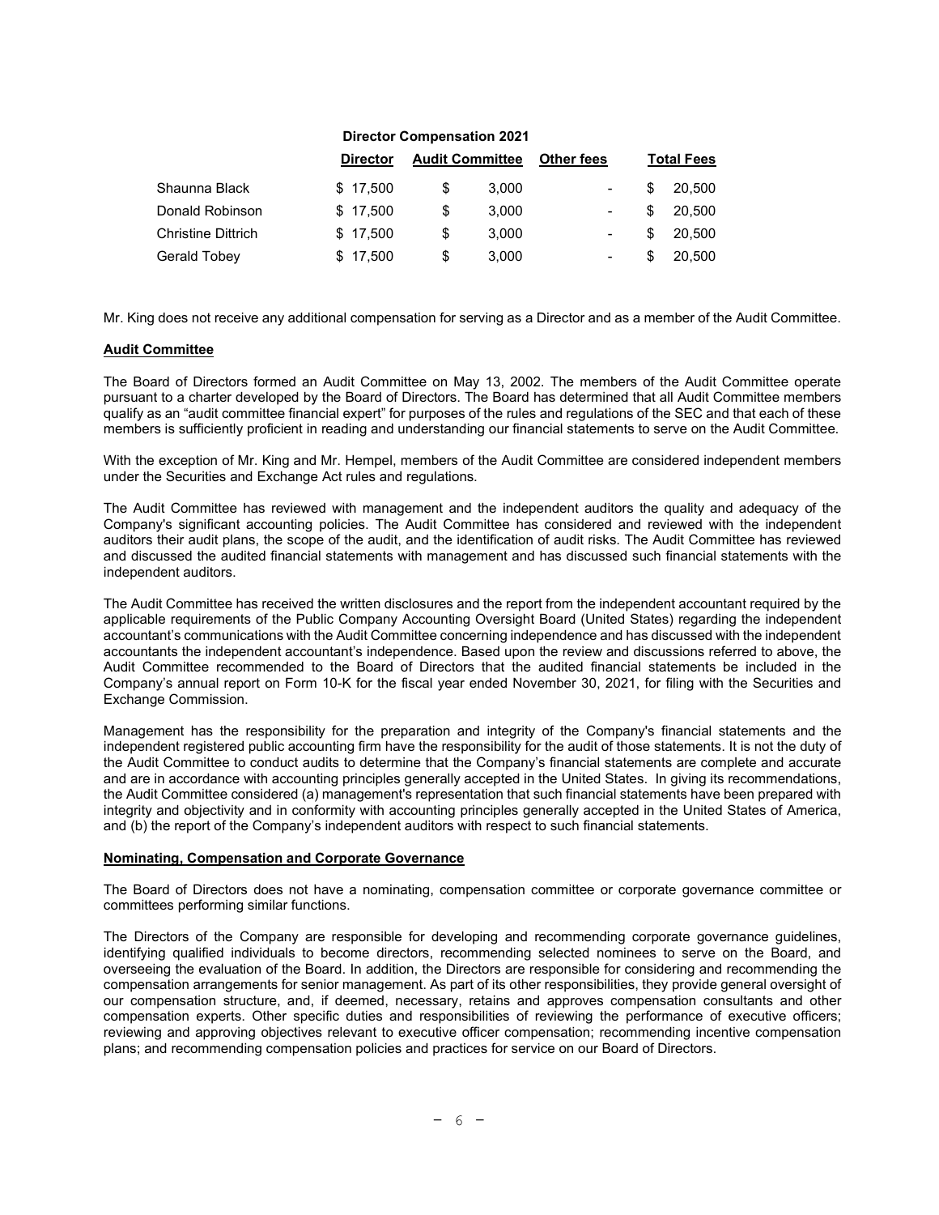**Director Compensation 2021**

| | Director | Audit Committee | Other fees | Total Fees |
|---|---|---|---|---|
| Shaunna Black | $ 17,500 | $ 3,000 | - | $ 20,500 |
| Donald Robinson | $ 17,500 | $ 3,000 | - | $ 20,500 |
| Christine Dittrich | $ 17,500 | $ 3,000 | - | $ 20,500 |
| Gerald Tobey | $ 17,500 | $ 3,000 | - | $ 20,500 |

Mr. King does not receive any additional compensation for serving as a Director and as a member of the Audit Committee.

**Audit Committee**

The Board of Directors formed an Audit Committee on May 13, 2002. The members of the Audit Committee operate pursuant to a charter developed by the Board of Directors. The Board has determined that all Audit Committee members qualify as an "audit committee financial expert" for purposes of the rules and regulations of the SEC and that each of these members is sufficiently proficient in reading and understanding our financial statements to serve on the Audit Committee.

With the exception of Mr. King and Mr. Hempel, members of the Audit Committee are considered independent members under the Securities and Exchange Act rules and regulations.

The Audit Committee has reviewed with management and the independent auditors the quality and adequacy of the Company's significant accounting policies. The Audit Committee has considered and reviewed with the independent auditors their audit plans, the scope of the audit, and the identification of audit risks. The Audit Committee has reviewed and discussed the audited financial statements with management and has discussed such financial statements with the independent auditors.

The Audit Committee has received the written disclosures and the report from the independent accountant required by the applicable requirements of the Public Company Accounting Oversight Board (United States) regarding the independent accountant's communications with the Audit Committee concerning independence and has discussed with the independent accountants the independent accountant's independence. Based upon the review and discussions referred to above, the Audit Committee recommended to the Board of Directors that the audited financial statements be included in the Company's annual report on Form 10-K for the fiscal year ended November 30, 2021, for filing with the Securities and Exchange Commission.

Management has the responsibility for the preparation and integrity of the Company's financial statements and the independent registered public accounting firm have the responsibility for the audit of those statements. It is not the duty of the Audit Committee to conduct audits to determine that the Company's financial statements are complete and accurate and are in accordance with accounting principles generally accepted in the United States. In giving its recommendations, the Audit Committee considered (a) management's representation that such financial statements have been prepared with integrity and objectivity and in conformity with accounting principles generally accepted in the United States of America, and (b) the report of the Company's independent auditors with respect to such financial statements.

**Nominating, Compensation and Corporate Governance**

The Board of Directors does not have a nominating, compensation committee or corporate governance committee or committees performing similar functions.

The Directors of the Company are responsible for developing and recommending corporate governance guidelines, identifying qualified individuals to become directors, recommending selected nominees to serve on the Board, and overseeing the evaluation of the Board. In addition, the Directors are responsible for considering and recommending the compensation arrangements for senior management. As part of its other responsibilities, they provide general oversight of our compensation structure, and, if deemed, necessary, retains and approves compensation consultants and other compensation experts. Other specific duties and responsibilities of reviewing the performance of executive officers; reviewing and approving objectives relevant to executive officer compensation; recommending incentive compensation plans; and recommending compensation policies and practices for service on our Board of Directors.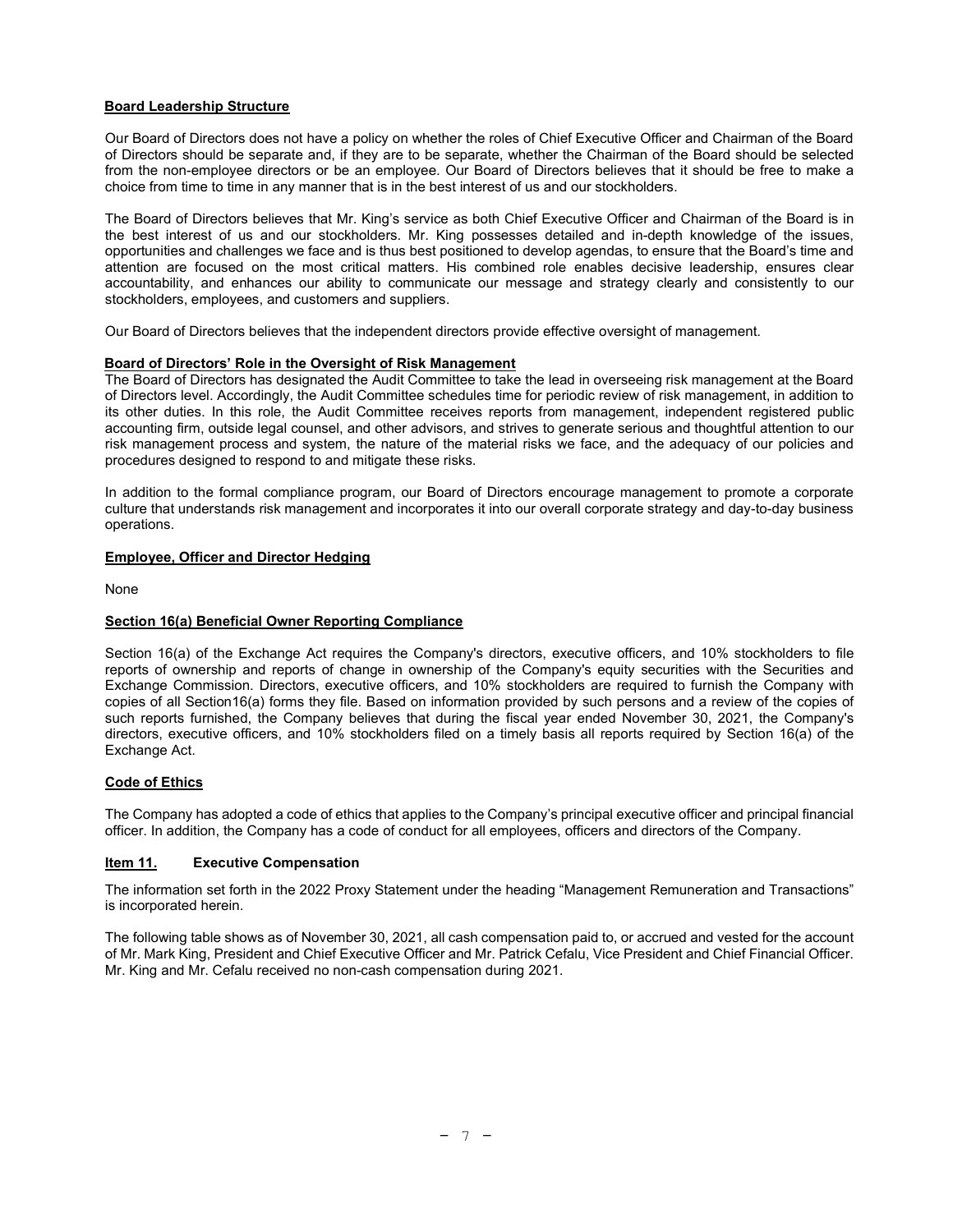**Board Leadership Structure**

Our Board of Directors does not have a policy on whether the roles of Chief Executive Officer and Chairman of the Board of Directors should be separate and, if they are to be separate, whether the Chairman of the Board should be selected from the non-employee directors or be an employee. Our Board of Directors believes that it should be free to make a choice from time to time in any manner that is in the best interest of us and our stockholders.

The Board of Directors believes that Mr. King's service as both Chief Executive Officer and Chairman of the Board is in the best interest of us and our stockholders. Mr. King possesses detailed and in-depth knowledge of the issues, opportunities and challenges we face and is thus best positioned to develop agendas, to ensure that the Board's time and attention are focused on the most critical matters. His combined role enables decisive leadership, ensures clear accountability, and enhances our ability to communicate our message and strategy clearly and consistently to our stockholders, employees, and customers and suppliers.

Our Board of Directors believes that the independent directors provide effective oversight of management.

**Board of Directors' Role in the Oversight of Risk Management**

The Board of Directors has designated the Audit Committee to take the lead in overseeing risk management at the Board of Directors level. Accordingly, the Audit Committee schedules time for periodic review of risk management, in addition to its other duties. In this role, the Audit Committee receives reports from management, independent registered public accounting firm, outside legal counsel, and other advisors, and strives to generate serious and thoughtful attention to our risk management process and system, the nature of the material risks we face, and the adequacy of our policies and procedures designed to respond to and mitigate these risks.

In addition to the formal compliance program, our Board of Directors encourage management to promote a corporate culture that understands risk management and incorporates it into our overall corporate strategy and day-to-day business operations.

**Employee, Officer and Director Hedging**

None

**Section 16(a) Beneficial Owner Reporting Compliance**

Section 16(a) of the Exchange Act requires the Company's directors, executive officers, and 10% stockholders to file reports of ownership and reports of change in ownership of the Company's equity securities with the Securities and Exchange Commission. Directors, executive officers, and 10% stockholders are required to furnish the Company with copies of all Section16(a) forms they file. Based on information provided by such persons and a review of the copies of such reports furnished, the Company believes that during the fiscal year ended November 30, 2021, the Company's directors, executive officers, and 10% stockholders filed on a timely basis all reports required by Section 16(a) of the Exchange Act.

**Code of Ethics**

The Company has adopted a code of ethics that applies to the Company's principal executive officer and principal financial officer. In addition, the Company has a code of conduct for all employees, officers and directors of the Company.

## Item 11. Executive Compensation

The information set forth in the 2022 Proxy Statement under the heading "Management Remuneration and Transactions" is incorporated herein.

The following table shows as of November 30, 2021, all cash compensation paid to, or accrued and vested for the account of Mr. Mark King, President and Chief Executive Officer and Mr. Patrick Cefalu, Vice President and Chief Financial Officer. Mr. King and Mr. Cefalu received no non-cash compensation during 2021.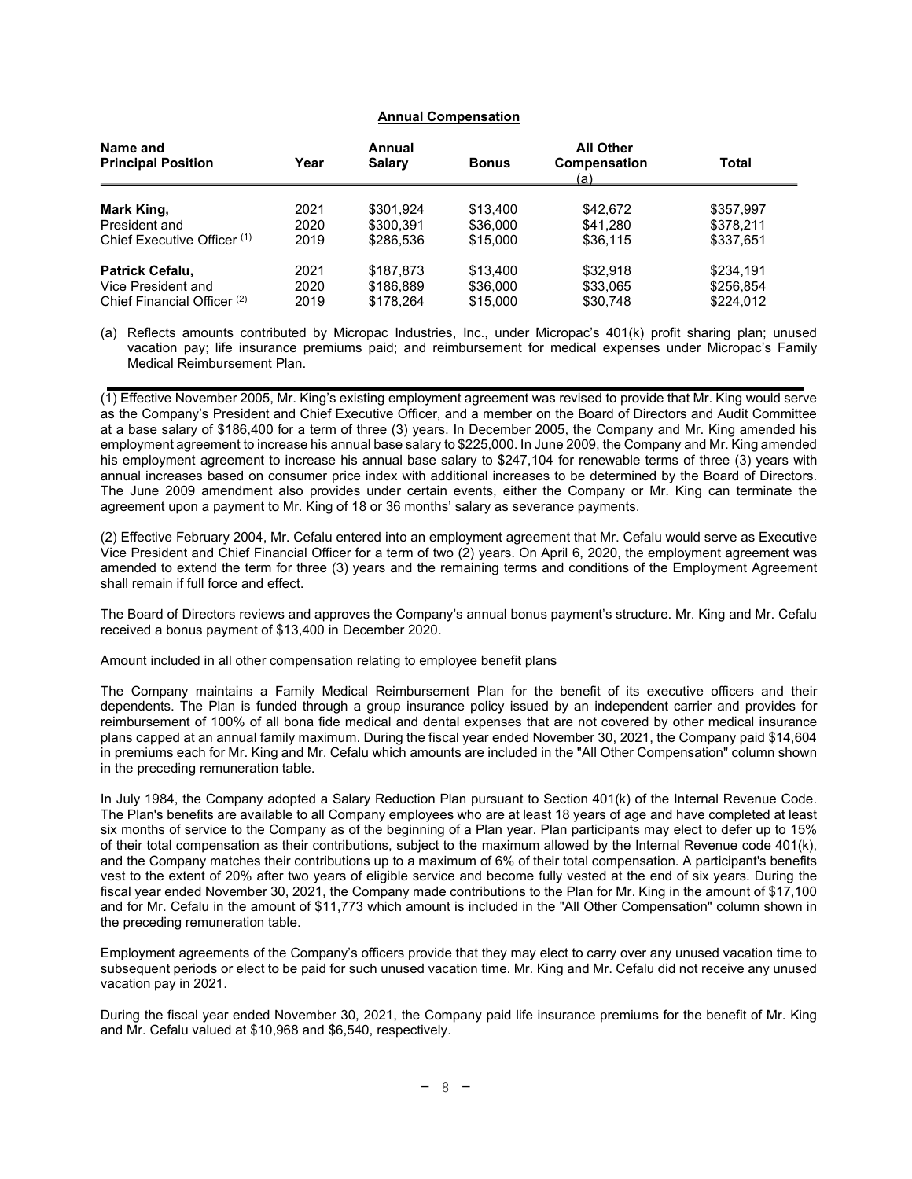**Annual Compensation**

| Name and Principal Position | Year | Annual Salary | Bonus | All Other Compensation (a) | Total |
|---|---|---|---|---|---|
| **Mark King,** | 2021 | $301,924 | $13,400 | $42,672 | $357,997 |
| President and | 2020 | $300,391 | $36,000 | $41,280 | $378,211 |
| Chief Executive Officer (1) | 2019 | $286,536 | $15,000 | $36,115 | $337,651 |
| **Patrick Cefalu,** | 2021 | $187,873 | $13,400 | $32,918 | $234,191 |
| Vice President and | 2020 | $186,889 | $36,000 | $33,065 | $256,854 |
| Chief Financial Officer (2) | 2019 | $178,264 | $15,000 | $30,748 | $224,012 |

(a) Reflects amounts contributed by Micropac Industries, Inc., under Micropac's 401(k) profit sharing plan; unused vacation pay; life insurance premiums paid; and reimbursement for medical expenses under Micropac's Family Medical Reimbursement Plan.

(1) Effective November 2005, Mr. King's existing employment agreement was revised to provide that Mr. King would serve as the Company's President and Chief Executive Officer, and a member on the Board of Directors and Audit Committee at a base salary of $186,400 for a term of three (3) years. In December 2005, the Company and Mr. King amended his employment agreement to increase his annual base salary to $225,000. In June 2009, the Company and Mr. King amended his employment agreement to increase his annual base salary to $247,104 for renewable terms of three (3) years with annual increases based on consumer price index with additional increases to be determined by the Board of Directors. The June 2009 amendment also provides under certain events, either the Company or Mr. King can terminate the agreement upon a payment to Mr. King of 18 or 36 months' salary as severance payments.

(2) Effective February 2004, Mr. Cefalu entered into an employment agreement that Mr. Cefalu would serve as Executive Vice President and Chief Financial Officer for a term of two (2) years. On April 6, 2020, the employment agreement was amended to extend the term for three (3) years and the remaining terms and conditions of the Employment Agreement shall remain if full force and effect.

The Board of Directors reviews and approves the Company's annual bonus payment's structure. Mr. King and Mr. Cefalu received a bonus payment of $13,400 in December 2020.

Amount included in all other compensation relating to employee benefit plans

The Company maintains a Family Medical Reimbursement Plan for the benefit of its executive officers and their dependents. The Plan is funded through a group insurance policy issued by an independent carrier and provides for reimbursement of 100% of all bona fide medical and dental expenses that are not covered by other medical insurance plans capped at an annual family maximum. During the fiscal year ended November 30, 2021, the Company paid $14,604 in premiums each for Mr. King and Mr. Cefalu which amounts are included in the "All Other Compensation" column shown in the preceding remuneration table.

In July 1984, the Company adopted a Salary Reduction Plan pursuant to Section 401(k) of the Internal Revenue Code. The Plan's benefits are available to all Company employees who are at least 18 years of age and have completed at least six months of service to the Company as of the beginning of a Plan year. Plan participants may elect to defer up to 15% of their total compensation as their contributions, subject to the maximum allowed by the Internal Revenue code 401(k), and the Company matches their contributions up to a maximum of 6% of their total compensation. A participant's benefits vest to the extent of 20% after two years of eligible service and become fully vested at the end of six years. During the fiscal year ended November 30, 2021, the Company made contributions to the Plan for Mr. King in the amount of $17,100 and for Mr. Cefalu in the amount of $11,773 which amount is included in the "All Other Compensation" column shown in the preceding remuneration table.

Employment agreements of the Company's officers provide that they may elect to carry over any unused vacation time to subsequent periods or elect to be paid for such unused vacation time. Mr. King and Mr. Cefalu did not receive any unused vacation pay in 2021.

During the fiscal year ended November 30, 2021, the Company paid life insurance premiums for the benefit of Mr. King and Mr. Cefalu valued at $10,968 and $6,540, respectively.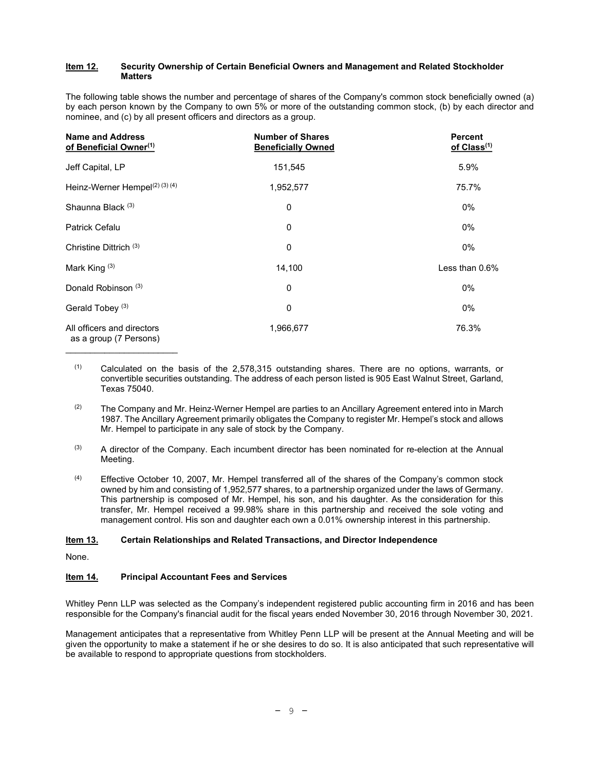## Item 12. Security Ownership of Certain Beneficial Owners and Management and Related Stockholder Matters

The following table shows the number and percentage of shares of the Company's common stock beneficially owned (a) by each person known by the Company to own 5% or more of the outstanding common stock, (b) by each director and nominee, and (c) by all present officers and directors as a group.

| Name and Address of Beneficial Owner[(1)] | Number of Shares Beneficially Owned | Percent of Class[(1)] |
|---|---|---|
| Jeff Capital, LP | 151,545 | 5.9% |
| Heinz-Werner Hempel[(2) (3) (4)] | 1,952,577 | 75.7% |
| Shaunna Black [(3)] | 0 | 0% |
| Patrick Cefalu | 0 | 0% |
| Christine Dittrich [(3)] | 0 | 0% |
| Mark King [(3)] | 14,100 | Less than 0.6% |
| Donald Robinson [(3)] | 0 | 0% |
| Gerald Tobey [(3)] | 0 | 0% |
| All officers and directors as a group (7 Persons) | 1,966,677 | 76.3% |

(1) Calculated on the basis of the 2,578,315 outstanding shares. There are no options, warrants, or convertible securities outstanding. The address of each person listed is 905 East Walnut Street, Garland, Texas 75040.

(2) The Company and Mr. Heinz-Werner Hempel are parties to an Ancillary Agreement entered into in March 1987. The Ancillary Agreement primarily obligates the Company to register Mr. Hempel's stock and allows Mr. Hempel to participate in any sale of stock by the Company.

(3) A director of the Company. Each incumbent director has been nominated for re-election at the Annual Meeting.

(4) Effective October 10, 2007, Mr. Hempel transferred all of the shares of the Company's common stock owned by him and consisting of 1,952,577 shares, to a partnership organized under the laws of Germany. This partnership is composed of Mr. Hempel, his son, and his daughter. As the consideration for this transfer, Mr. Hempel received a 99.98% share in this partnership and received the sole voting and management control. His son and daughter each own a 0.01% ownership interest in this partnership.

## Item 13. Certain Relationships and Related Transactions, and Director Independence

None.

## Item 14. Principal Accountant Fees and Services

Whitley Penn LLP was selected as the Company's independent registered public accounting firm in 2016 and has been responsible for the Company's financial audit for the fiscal years ended November 30, 2016 through November 30, 2021.

Management anticipates that a representative from Whitley Penn LLP will be present at the Annual Meeting and will be given the opportunity to make a statement if he or she desires to do so. It is also anticipated that such representative will be available to respond to appropriate questions from stockholders.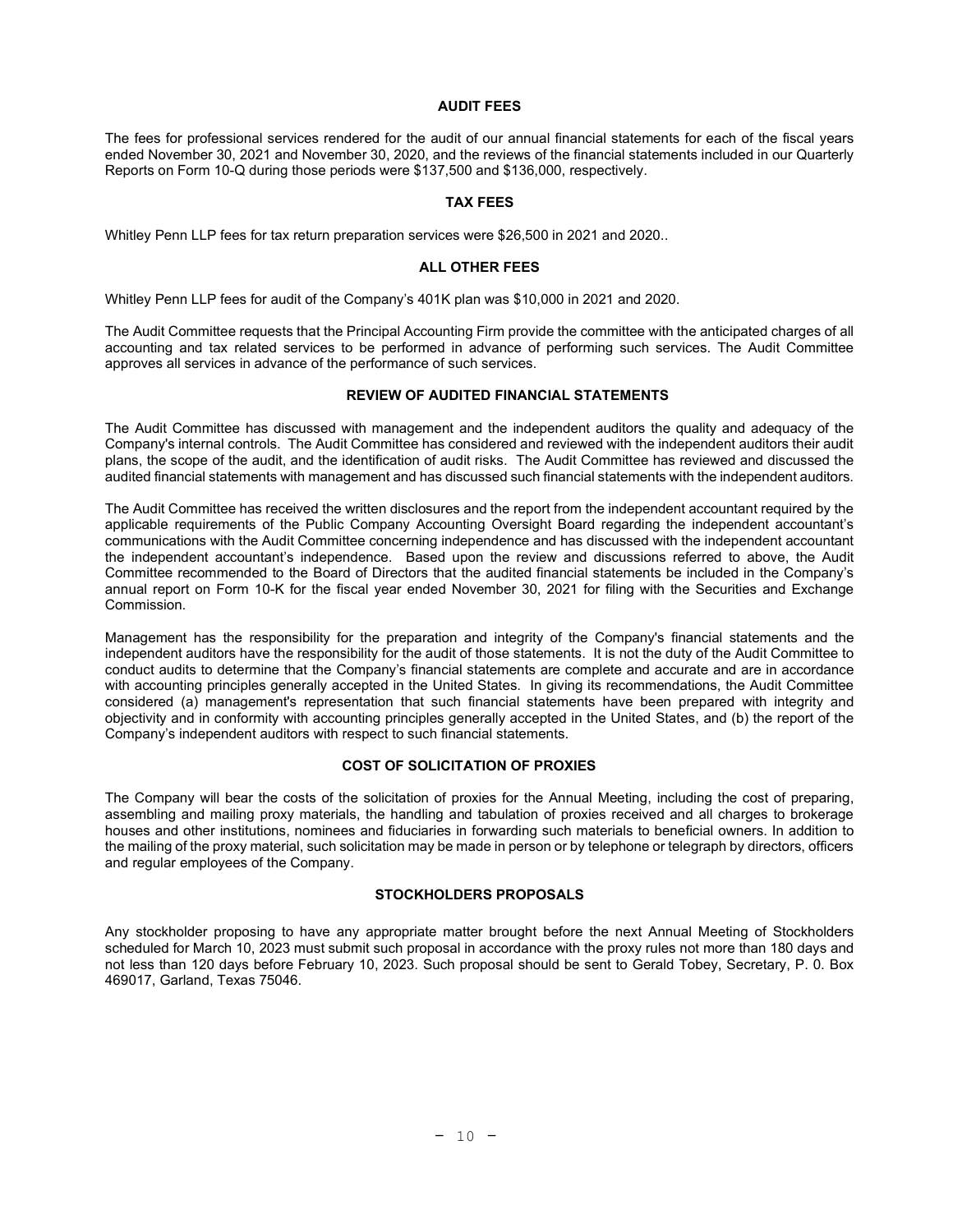## AUDIT FEES

The fees for professional services rendered for the audit of our annual financial statements for each of the fiscal years ended November 30, 2021 and November 30, 2020, and the reviews of the financial statements included in our Quarterly Reports on Form 10-Q during those periods were $137,500 and $136,000, respectively.

## TAX FEES

Whitley Penn LLP fees for tax return preparation services were $26,500 in 2021 and 2020..

## ALL OTHER FEES

Whitley Penn LLP fees for audit of the Company's 401K plan was $10,000 in 2021 and 2020.

The Audit Committee requests that the Principal Accounting Firm provide the committee with the anticipated charges of all accounting and tax related services to be performed in advance of performing such services. The Audit Committee approves all services in advance of the performance of such services.

## REVIEW OF AUDITED FINANCIAL STATEMENTS

The Audit Committee has discussed with management and the independent auditors the quality and adequacy of the Company's internal controls. The Audit Committee has considered and reviewed with the independent auditors their audit plans, the scope of the audit, and the identification of audit risks. The Audit Committee has reviewed and discussed the audited financial statements with management and has discussed such financial statements with the independent auditors.

The Audit Committee has received the written disclosures and the report from the independent accountant required by the applicable requirements of the Public Company Accounting Oversight Board regarding the independent accountant's communications with the Audit Committee concerning independence and has discussed with the independent accountant the independent accountant's independence. Based upon the review and discussions referred to above, the Audit Committee recommended to the Board of Directors that the audited financial statements be included in the Company's annual report on Form 10-K for the fiscal year ended November 30, 2021 for filing with the Securities and Exchange Commission.

Management has the responsibility for the preparation and integrity of the Company's financial statements and the independent auditors have the responsibility for the audit of those statements. It is not the duty of the Audit Committee to conduct audits to determine that the Company's financial statements are complete and accurate and are in accordance with accounting principles generally accepted in the United States. In giving its recommendations, the Audit Committee considered (a) management's representation that such financial statements have been prepared with integrity and objectivity and in conformity with accounting principles generally accepted in the United States, and (b) the report of the Company's independent auditors with respect to such financial statements.

## COST OF SOLICITATION OF PROXIES

The Company will bear the costs of the solicitation of proxies for the Annual Meeting, including the cost of preparing, assembling and mailing proxy materials, the handling and tabulation of proxies received and all charges to brokerage houses and other institutions, nominees and fiduciaries in forwarding such materials to beneficial owners. In addition to the mailing of the proxy material, such solicitation may be made in person or by telephone or telegraph by directors, officers and regular employees of the Company.

## STOCKHOLDERS PROPOSALS

Any stockholder proposing to have any appropriate matter brought before the next Annual Meeting of Stockholders scheduled for March 10, 2023 must submit such proposal in accordance with the proxy rules not more than 180 days and not less than 120 days before February 10, 2023. Such proposal should be sent to Gerald Tobey, Secretary, P. 0. Box 469017, Garland, Texas 75046.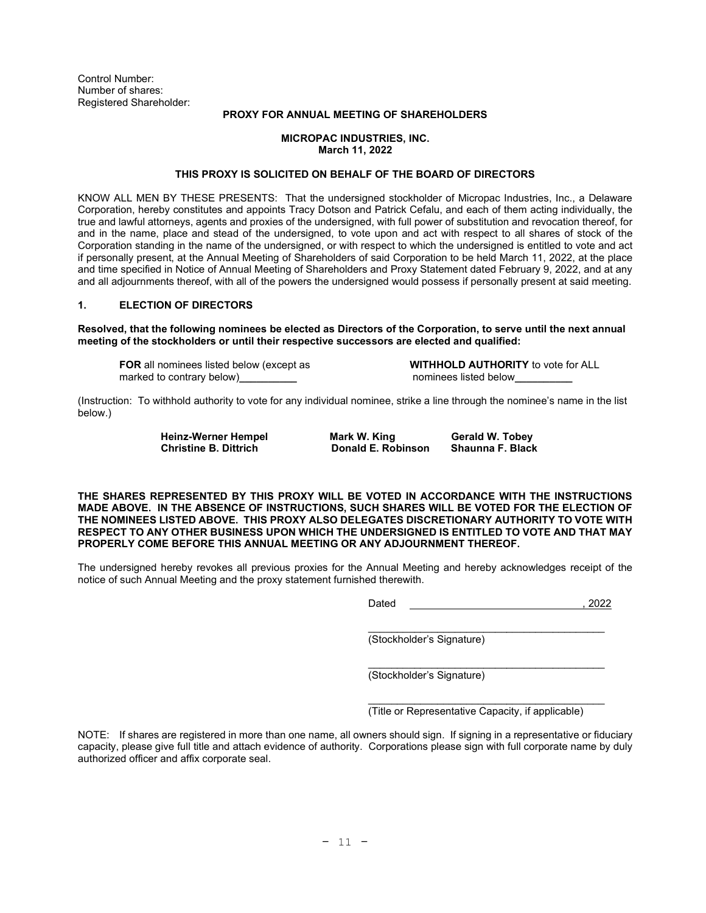Control Number:
Number of shares:
Registered Shareholder:

**PROXY FOR ANNUAL MEETING OF SHAREHOLDERS**

**MICROPAC INDUSTRIES, INC.**
**March 11, 2022**

**THIS PROXY IS SOLICITED ON BEHALF OF THE BOARD OF DIRECTORS**

KNOW ALL MEN BY THESE PRESENTS: That the undersigned stockholder of Micropac Industries, Inc., a Delaware Corporation, hereby constitutes and appoints Tracy Dotson and Patrick Cefalu, and each of them acting individually, the true and lawful attorneys, agents and proxies of the undersigned, with full power of substitution and revocation thereof, for and in the name, place and stead of the undersigned, to vote upon and act with respect to all shares of stock of the Corporation standing in the name of the undersigned, or with respect to which the undersigned is entitled to vote and act if personally present, at the Annual Meeting of Shareholders of said Corporation to be held March 11, 2022, at the place and time specified in Notice of Annual Meeting of Shareholders and Proxy Statement dated February 9, 2022, and at any and all adjournments thereof, with all of the powers the undersigned would possess if personally present at said meeting.

**1. ELECTION OF DIRECTORS**

**Resolved, that the following nominees be elected as Directors of the Corporation, to serve until the next annual meeting of the stockholders or until their respective successors are elected and qualified:**

**FOR** all nominees listed below (except as marked to contrary below)__________

**WITHHOLD AUTHORITY** to vote for ALL nominees listed below__________

(Instruction: To withhold authority to vote for any individual nominee, strike a line through the nominee's name in the list below.)

**Heinz-Werner Hempel** **Mark W. King** **Gerald W. Tobey**
**Christine B. Dittrich** **Donald E. Robinson** **Shaunna F. Black**

**THE SHARES REPRESENTED BY THIS PROXY WILL BE VOTED IN ACCORDANCE WITH THE INSTRUCTIONS MADE ABOVE. IN THE ABSENCE OF INSTRUCTIONS, SUCH SHARES WILL BE VOTED FOR THE ELECTION OF THE NOMINEES LISTED ABOVE. THIS PROXY ALSO DELEGATES DISCRETIONARY AUTHORITY TO VOTE WITH RESPECT TO ANY OTHER BUSINESS UPON WHICH THE UNDERSIGNED IS ENTITLED TO VOTE AND THAT MAY PROPERLY COME BEFORE THIS ANNUAL MEETING OR ANY ADJOURNMENT THEREOF.**

The undersigned hereby revokes all previous proxies for the Annual Meeting and hereby acknowledges receipt of the notice of such Annual Meeting and the proxy statement furnished therewith.

Dated ______________________________, 2022

__________________________________________
(Stockholder's Signature)

__________________________________________
(Stockholder's Signature)

__________________________________________
(Title or Representative Capacity, if applicable)

NOTE: If shares are registered in more than one name, all owners should sign. If signing in a representative or fiduciary capacity, please give full title and attach evidence of authority. Corporations please sign with full corporate name by duly authorized officer and affix corporate seal.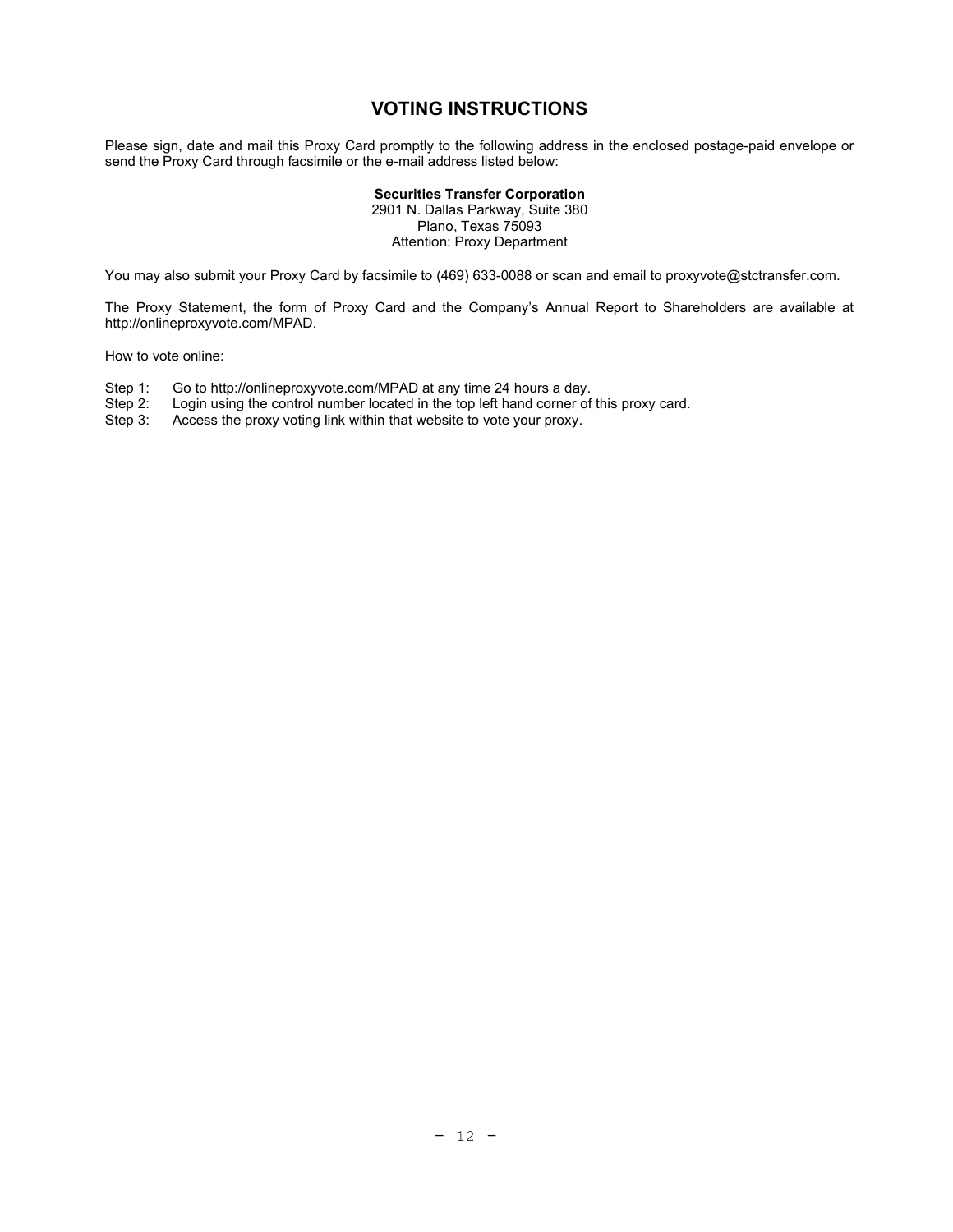# VOTING INSTRUCTIONS

Please sign, date and mail this Proxy Card promptly to the following address in the enclosed postage-paid envelope or send the Proxy Card through facsimile or the e-mail address listed below:

**Securities Transfer Corporation**
2901 N. Dallas Parkway, Suite 380
Plano, Texas 75093
Attention: Proxy Department

You may also submit your Proxy Card by facsimile to (469) 633-0088 or scan and email to proxyvote@stctransfer.com.

The Proxy Statement, the form of Proxy Card and the Company's Annual Report to Shareholders are available at http://onlineproxyvote.com/MPAD.

How to vote online:

Step 1: Go to http://onlineproxyvote.com/MPAD at any time 24 hours a day.
Step 2: Login using the control number located in the top left hand corner of this proxy card.
Step 3: Access the proxy voting link within that website to vote your proxy.